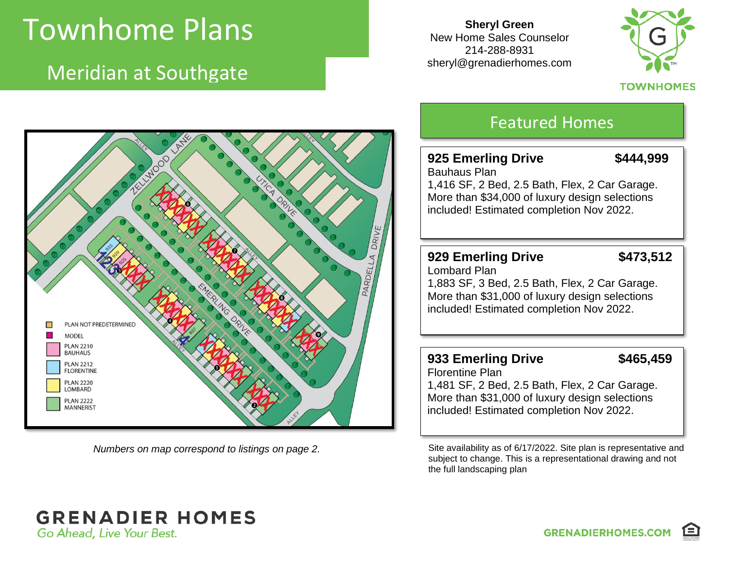# Townhome Plans

## Meridian at Southgate

**Sheryl Green**
New Home Sales Counselor
214-288-8931
sheryl@grenadierhomes.com

TOWNHOMES

PLAN NOT PREDETERMINED
MODEL
PLAN 2210 BAUHAUS
PLAN 2212 FLORENTINE
PLAN 2220 LOMBARD
PLAN 2222 MANNERIST

*Numbers on map correspond to listings on page 2.*

## Featured Homes

**925 Emerling Drive** **$444,999**
Bauhaus Plan
1,416 SF, 2 Bed, 2.5 Bath, Flex, 2 Car Garage.
More than $34,000 of luxury design selections included! Estimated completion Nov 2022.

**929 Emerling Drive** **$473,512**
Lombard Plan
1,883 SF, 3 Bed, 2.5 Bath, Flex, 2 Car Garage.
More than $31,000 of luxury design selections included! Estimated completion Nov 2022.

**933 Emerling Drive** **$465,459**
Florentine Plan
1,481 SF, 2 Bed, 2.5 Bath, Flex, 2 Car Garage.
More than $31,000 of luxury design selections included! Estimated completion Nov 2022.

Site availability as of 6/17/2022. Site plan is representative and subject to change. This is a representational drawing and not the full landscaping plan

**GRENADIER HOMES**
*Go Ahead, Live Your Best.*

GRENADIERHOMES.COM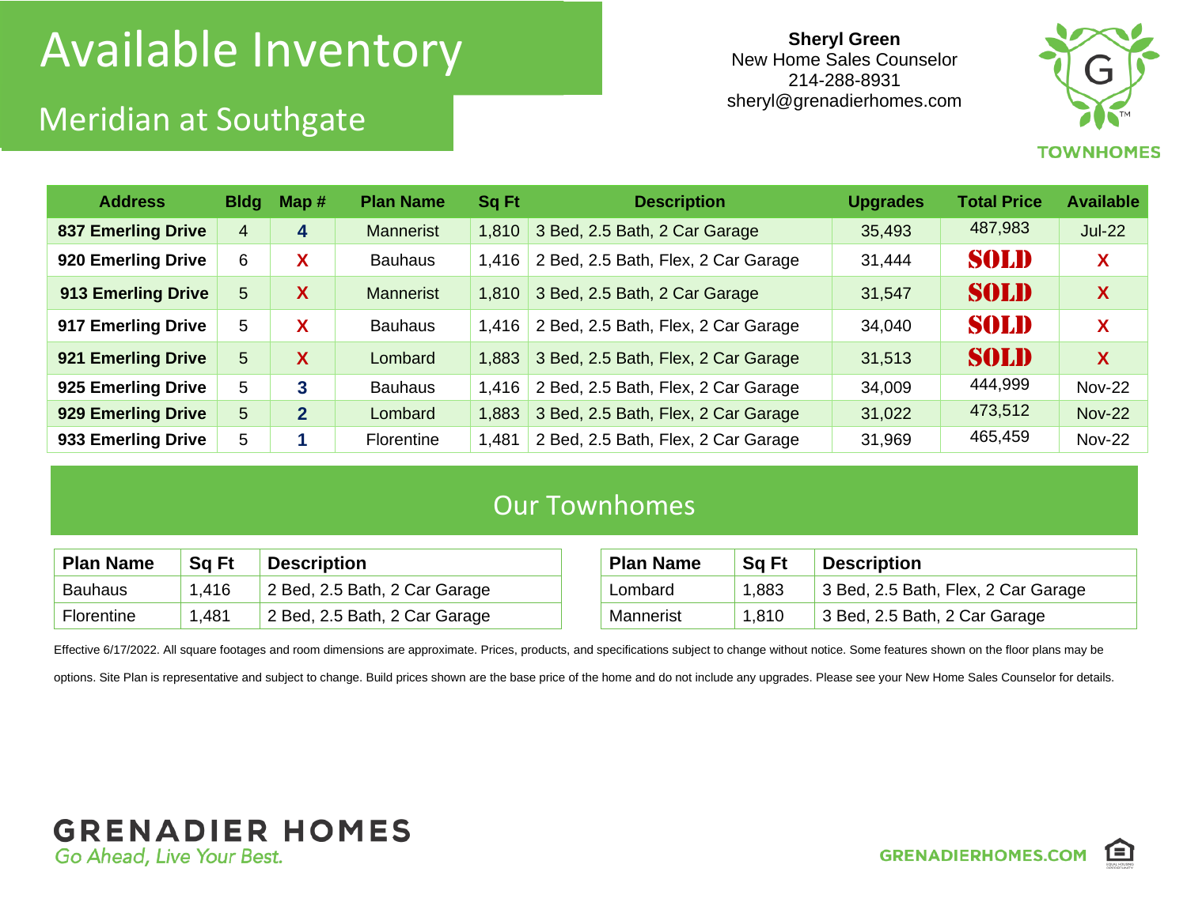# Available Inventory

## Meridian at Southgate

**Sheryl Green**
New Home Sales Counselor
214-288-8931
sheryl@grenadierhomes.com

TOWNHOMES

| Address | Bldg | Map # | Plan Name | Sq Ft | Description | Upgrades | Total Price | Available |
|---|---|---|---|---|---|---|---|---|
| **837 Emerling Drive** | 4 | 4 | Mannerist | 1,810 | 3 Bed, 2.5 Bath, 2 Car Garage | 35,493 | 487,983 | Jul-22 |
| **920 Emerling Drive** | 6 | X | Bauhaus | 1,416 | 2 Bed, 2.5 Bath, Flex, 2 Car Garage | 31,444 | SOLD | X |
| **913 Emerling Drive** | 5 | X | Mannerist | 1,810 | 3 Bed, 2.5 Bath, 2 Car Garage | 31,547 | SOLD | X |
| **917 Emerling Drive** | 5 | X | Bauhaus | 1,416 | 2 Bed, 2.5 Bath, Flex, 2 Car Garage | 34,040 | SOLD | X |
| **921 Emerling Drive** | 5 | X | Lombard | 1,883 | 3 Bed, 2.5 Bath, Flex, 2 Car Garage | 31,513 | SOLD | X |
| **925 Emerling Drive** | 5 | 3 | Bauhaus | 1,416 | 2 Bed, 2.5 Bath, Flex, 2 Car Garage | 34,009 | 444,999 | Nov-22 |
| **929 Emerling Drive** | 5 | 2 | Lombard | 1,883 | 3 Bed, 2.5 Bath, Flex, 2 Car Garage | 31,022 | 473,512 | Nov-22 |
| **933 Emerling Drive** | 5 | 1 | Florentine | 1,481 | 2 Bed, 2.5 Bath, Flex, 2 Car Garage | 31,969 | 465,459 | Nov-22 |

## Our Townhomes

| Plan Name | Sq Ft | Description |
|---|---|---|
| Bauhaus | 1,416 | 2 Bed, 2.5 Bath, 2 Car Garage |
| Florentine | 1,481 | 2 Bed, 2.5 Bath, 2 Car Garage |

| Plan Name | Sq Ft | Description |
|---|---|---|
| Lombard | 1,883 | 3 Bed, 2.5 Bath, Flex, 2 Car Garage |
| Mannerist | 1,810 | 3 Bed, 2.5 Bath, 2 Car Garage |

Effective 6/17/2022. All square footages and room dimensions are approximate. Prices, products, and specifications subject to change without notice. Some features shown on the floor plans may be options. Site Plan is representative and subject to change. Build prices shown are the base price of the home and do not include any upgrades. Please see your New Home Sales Counselor for details.

**GRENADIER HOMES**
*Go Ahead, Live Your Best.*

GRENADIERHOMES.COM